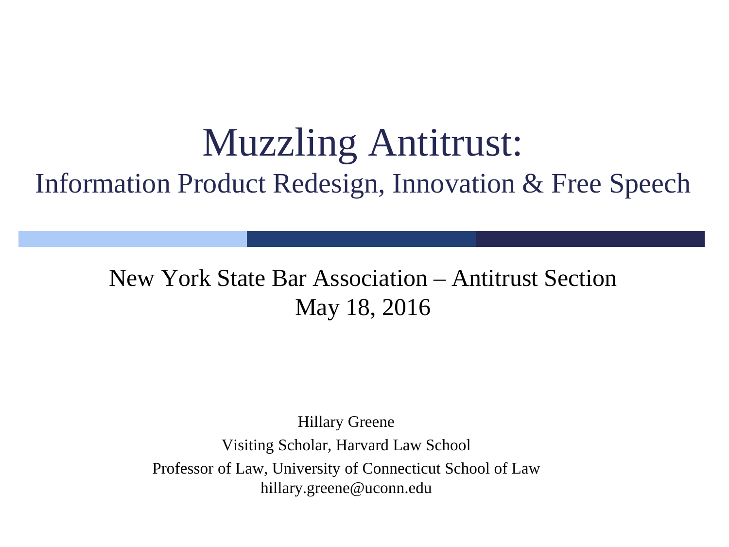# Muzzling Antitrust:

## Information Product Redesign, Innovation & Free Speech

New York State Bar Association – Antitrust Section
May 18, 2016

Hillary Greene

Visiting Scholar, Harvard Law School

Professor of Law, University of Connecticut School of Law
hillary.greene@uconn.edu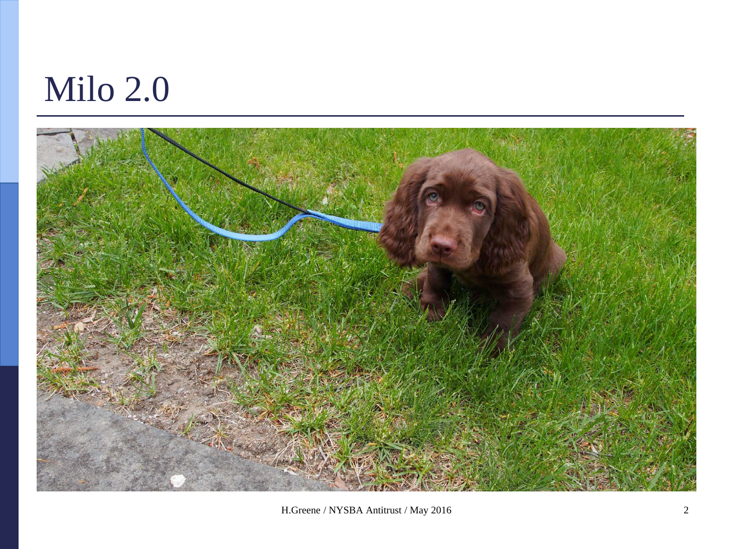# Milo 2.0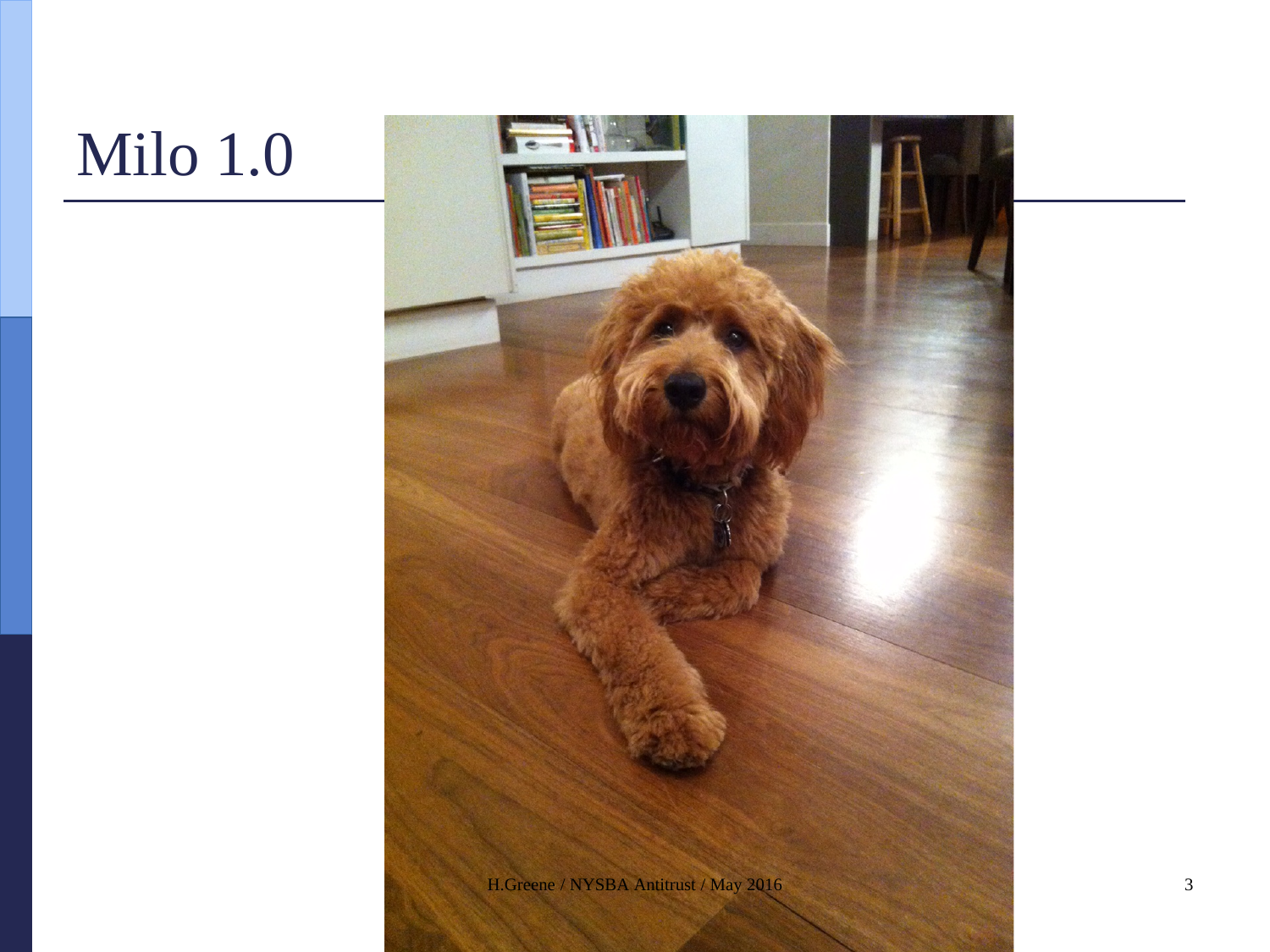# Milo 1.0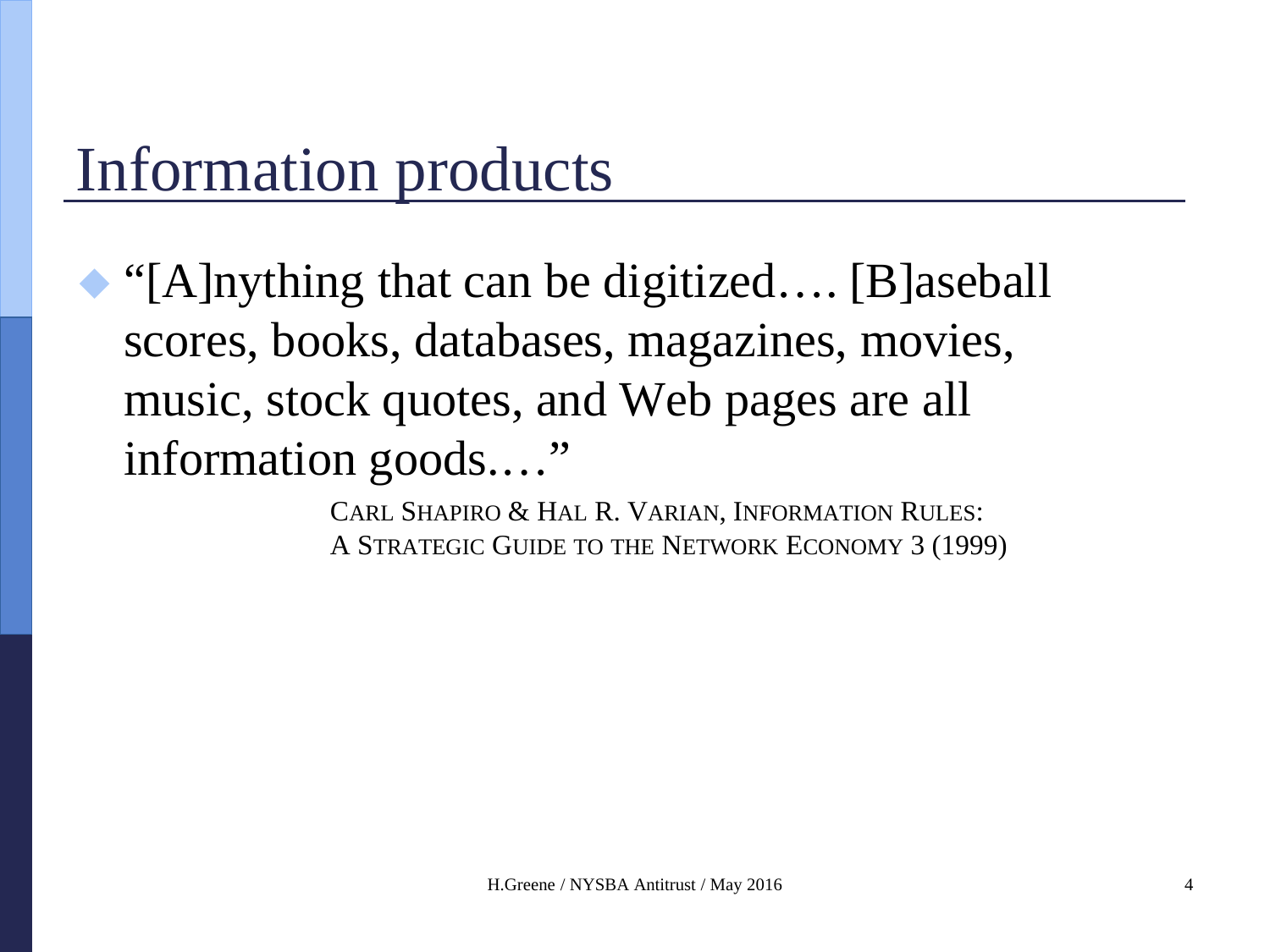# Information products

- "[A]nything that can be digitized…. [B]aseball scores, books, databases, magazines, movies, music, stock quotes, and Web pages are all information goods.…"

  CARL SHAPIRO & HAL R. VARIAN, INFORMATION RULES: A STRATEGIC GUIDE TO THE NETWORK ECONOMY 3 (1999)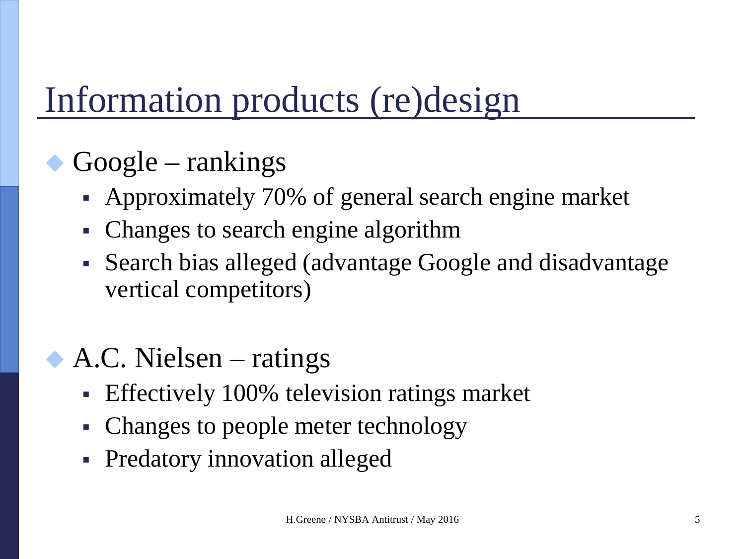# Information products (re)design

- Google – rankings
  - Approximately 70% of general search engine market
  - Changes to search engine algorithm
  - Search bias alleged (advantage Google and disadvantage vertical competitors)

- A.C. Nielsen – ratings
  - Effectively 100% television ratings market
  - Changes to people meter technology
  - Predatory innovation alleged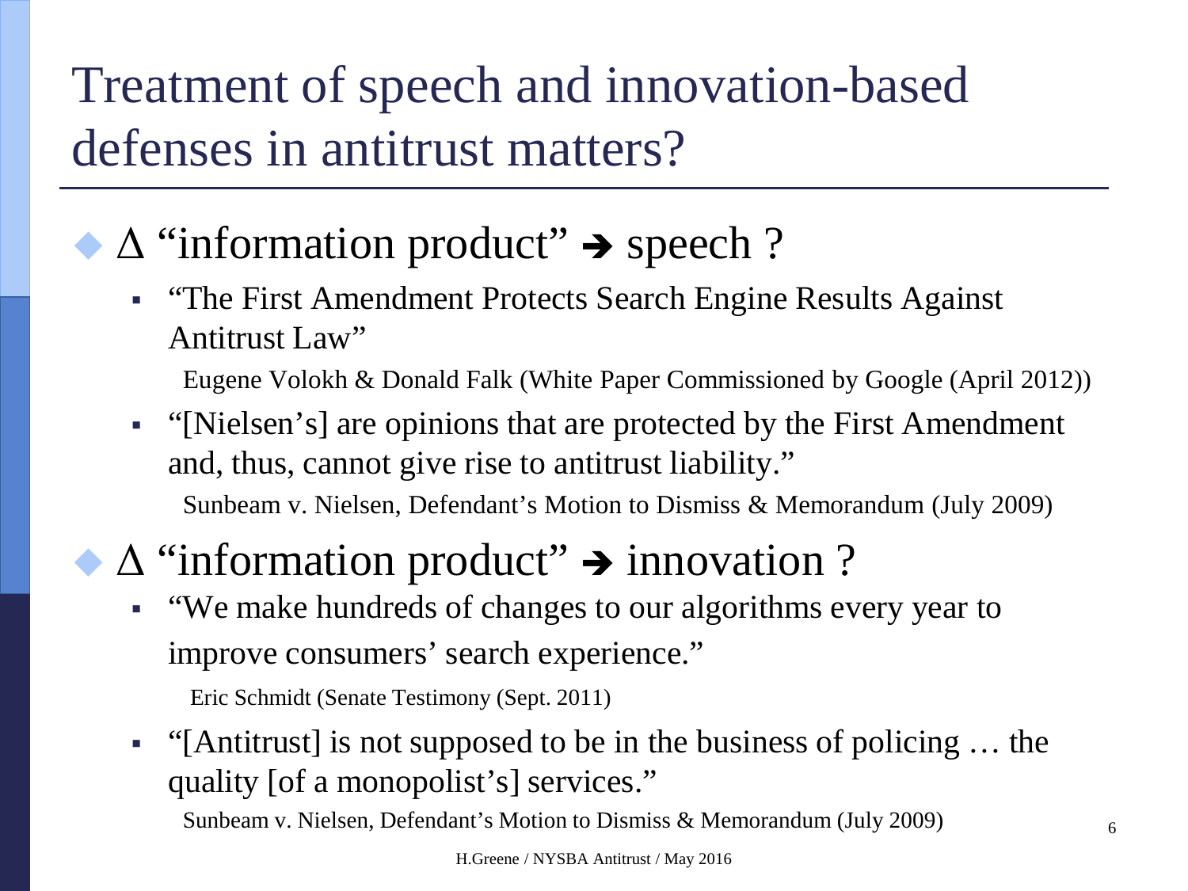# Treatment of speech and innovation-based defenses in antitrust matters?

- $\Delta$ "information product" ➔ speech ?
  - "The First Amendment Protects Search Engine Results Against Antitrust Law"

    Eugene Volokh & Donald Falk (White Paper Commissioned by Google (April 2012))
  - "[Nielsen's] are opinions that are protected by the First Amendment and, thus, cannot give rise to antitrust liability."

    Sunbeam v. Nielsen, Defendant's Motion to Dismiss & Memorandum (July 2009)

- $\Delta$ "information product" ➔ innovation ?
  - "We make hundreds of changes to our algorithms every year to improve consumers' search experience."

    Eric Schmidt (Senate Testimony (Sept. 2011)
  - "[Antitrust] is not supposed to be in the business of policing … the quality [of a monopolist's] services."

    Sunbeam v. Nielsen, Defendant's Motion to Dismiss & Memorandum (July 2009)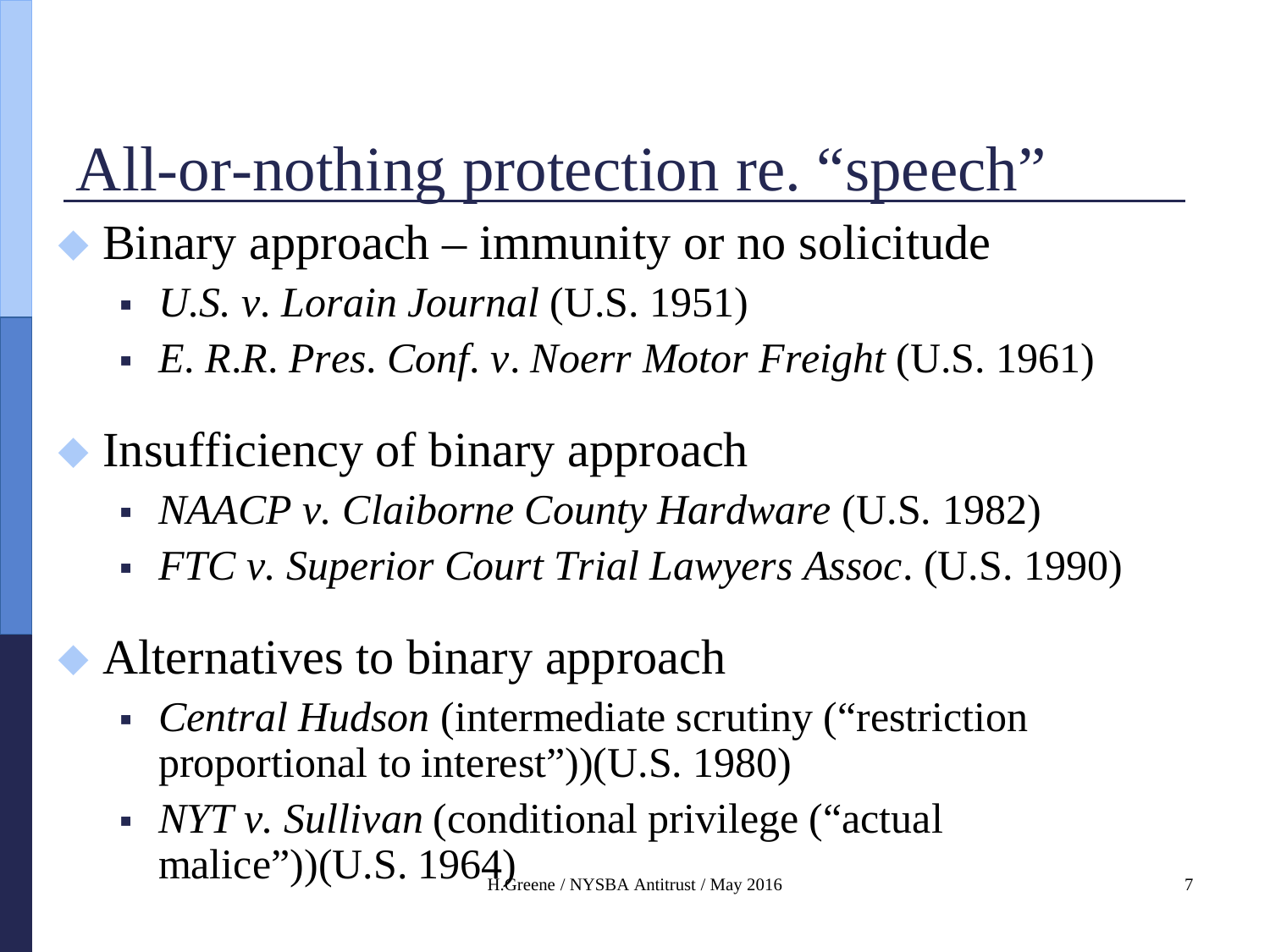# All-or-nothing protection re. "speech"

- Binary approach – immunity or no solicitude
  - *U.S. v. Lorain Journal* (U.S. 1951)
  - *E. R.R. Pres. Conf. v. Noerr Motor Freight* (U.S. 1961)
- Insufficiency of binary approach
  - *NAACP v. Claiborne County Hardware* (U.S. 1982)
  - *FTC v. Superior Court Trial Lawyers Assoc*. (U.S. 1990)
- Alternatives to binary approach
  - *Central Hudson* (intermediate scrutiny ("restriction proportional to interest"))(U.S. 1980)
  - *NYT v. Sullivan* (conditional privilege ("actual malice"))(U.S. 1964)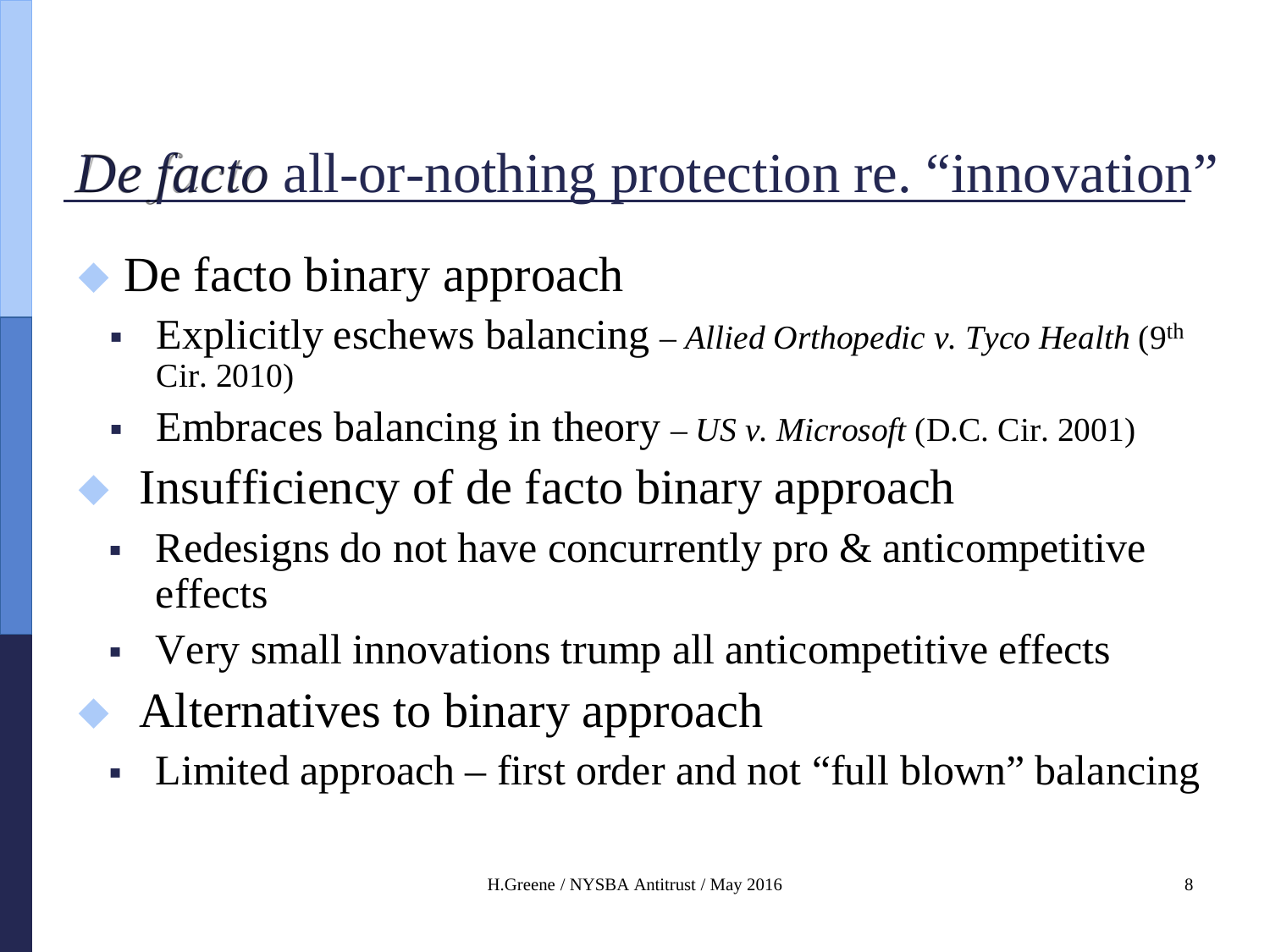# *De facto* all-or-nothing protection re. "innovation"

- De facto binary approach
  - Explicitly eschews balancing – *Allied Orthopedic v. Tyco Health* (9th Cir. 2010)
  - Embraces balancing in theory – *US v. Microsoft* (D.C. Cir. 2001)
- Insufficiency of de facto binary approach
  - Redesigns do not have concurrently pro & anticompetitive effects
  - Very small innovations trump all anticompetitive effects
- Alternatives to binary approach
  - Limited approach – first order and not "full blown" balancing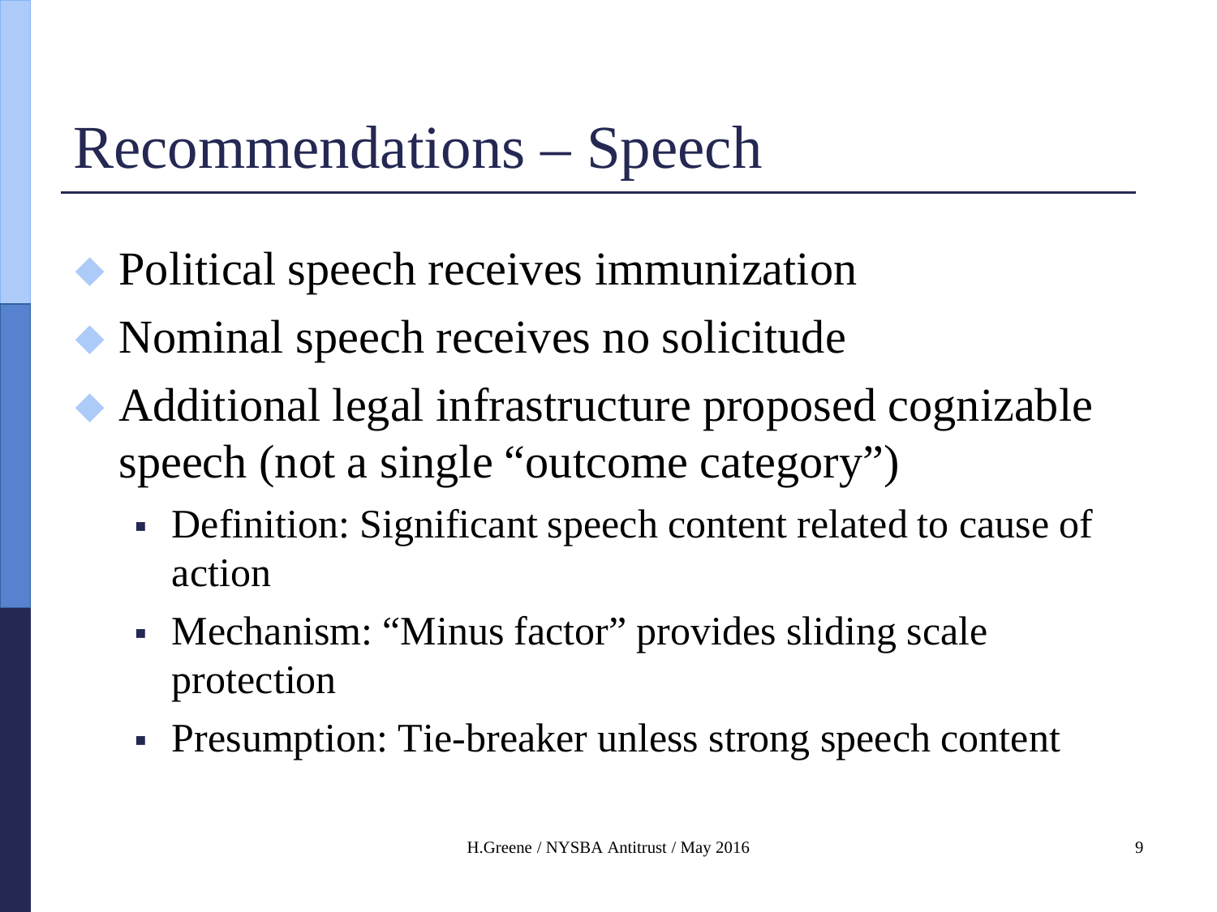# Recommendations – Speech

- Political speech receives immunization
- Nominal speech receives no solicitude
- Additional legal infrastructure proposed cognizable speech (not a single "outcome category")
  - Definition: Significant speech content related to cause of action
  - Mechanism: "Minus factor" provides sliding scale protection
  - Presumption: Tie-breaker unless strong speech content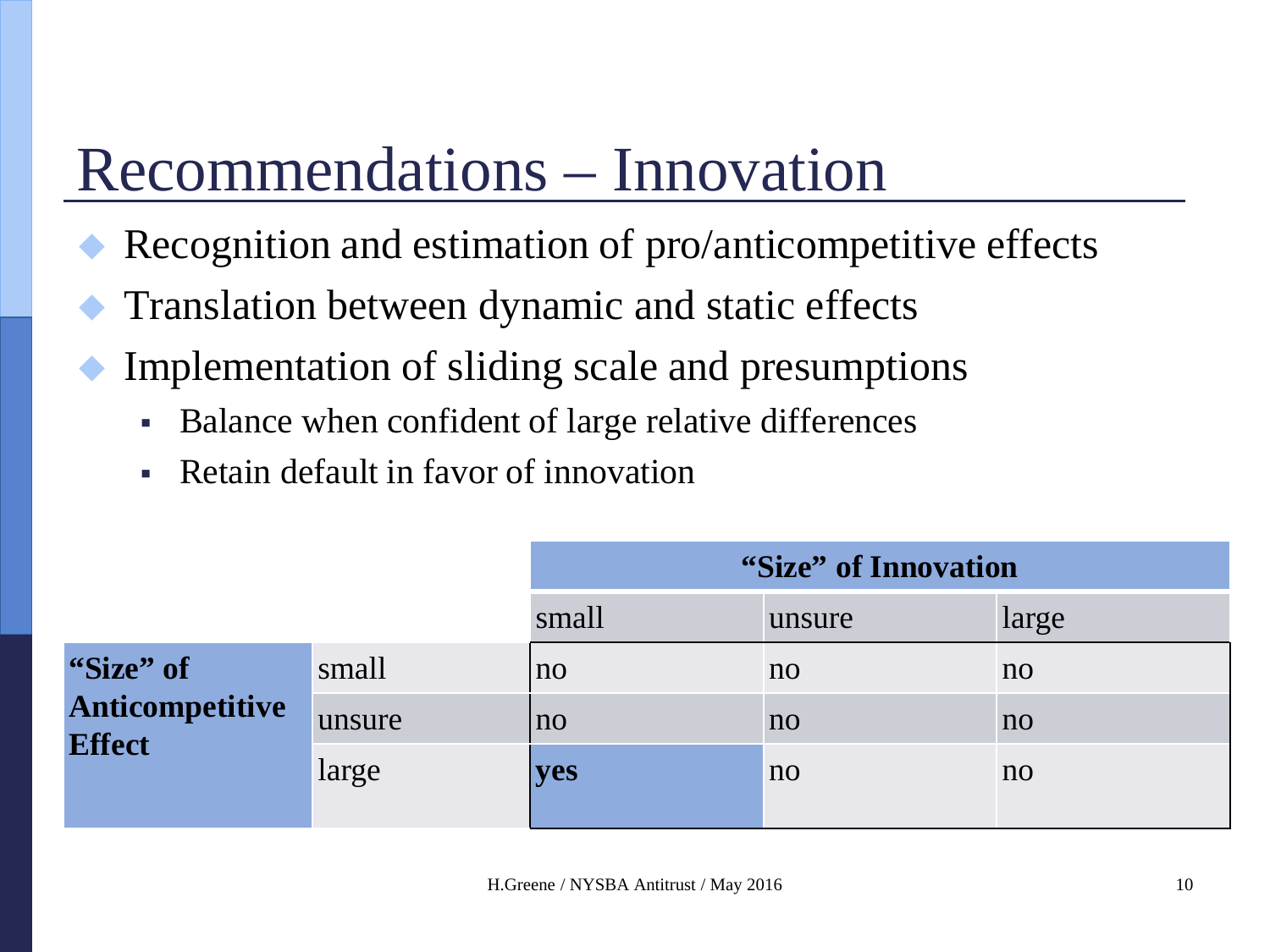# Recommendations – Innovation

- Recognition and estimation of pro/anticompetitive effects
- Translation between dynamic and static effects
- Implementation of sliding scale and presumptions
  - Balance when confident of large relative differences
  - Retain default in favor of innovation

| | | **"Size" of Innovation** | | |
|---|---|---|---|---|
| | | small | unsure | large |
| **"Size" of Anticompetitive Effect** | small | no | no | no |
| | unsure | no | no | no |
| | large | **yes** | no | no |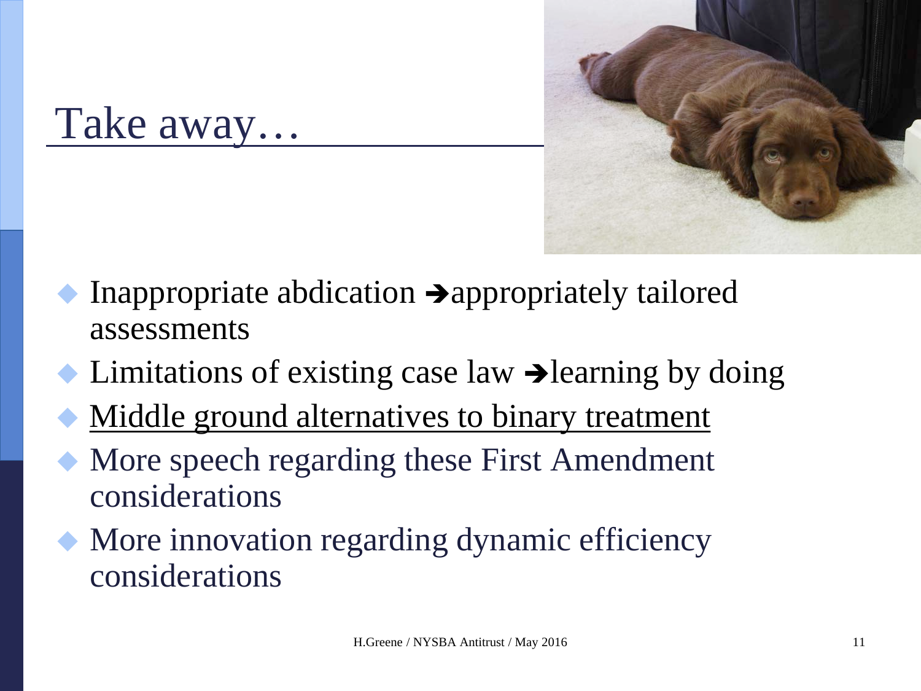# Take away…

- Inappropriate abdication ➔appropriately tailored assessments
- Limitations of existing case law ➔learning by doing
- <u>Middle ground alternatives to binary treatment</u>
- More speech regarding these First Amendment considerations
- More innovation regarding dynamic efficiency considerations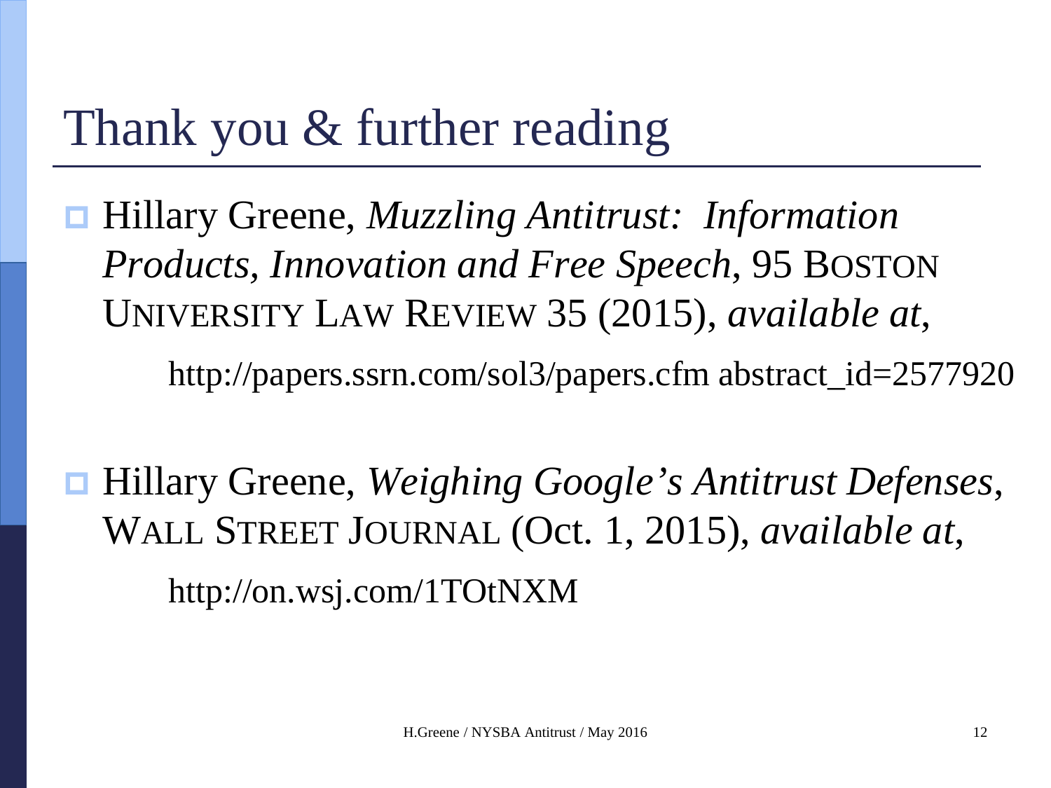# Thank you & further reading

- Hillary Greene, *Muzzling Antitrust: Information Products, Innovation and Free Speech*, 95 BOSTON UNIVERSITY LAW REVIEW 35 (2015), *available at*,

  http://papers.ssrn.com/sol3/papers.cfm abstract_id=2577920

- Hillary Greene, *Weighing Google's Antitrust Defenses*, WALL STREET JOURNAL (Oct. 1, 2015), *available at*,

  http://on.wsj.com/1TOtNXM